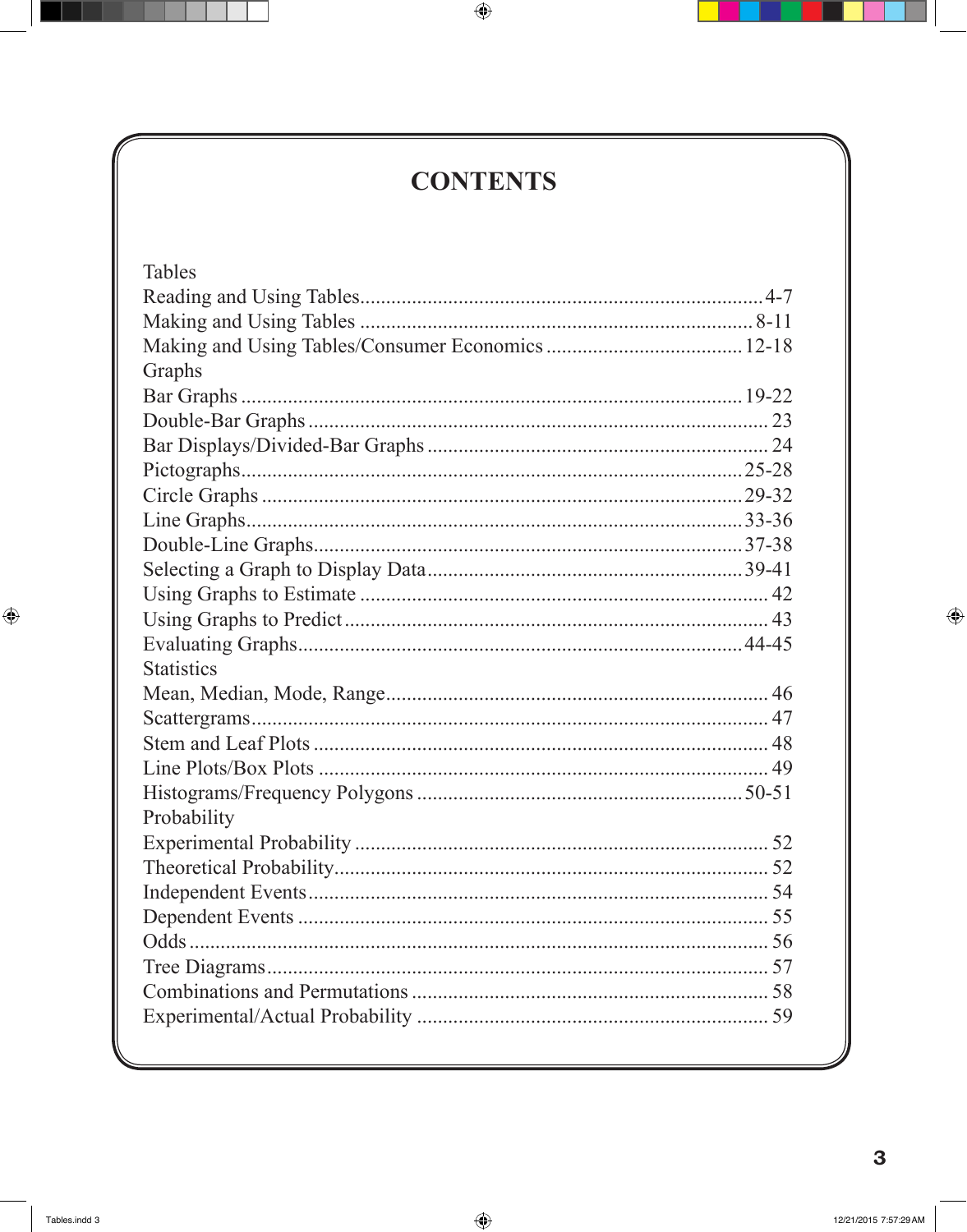# CONTENTS

## Tables

Reading and Using Tables .......... 4-7
Making and Using Tables .......... 8-11
Making and Using Tables/Consumer Economics .......... 12-18

## Graphs

Bar Graphs .......... 19-22
Double-Bar Graphs .......... 23
Bar Displays/Divided-Bar Graphs .......... 24
Pictographs .......... 25-28
Circle Graphs .......... 29-32
Line Graphs .......... 33-36
Double-Line Graphs .......... 37-38
Selecting a Graph to Display Data .......... 39-41
Using Graphs to Estimate .......... 42
Using Graphs to Predict .......... 43
Evaluating Graphs .......... 44-45

## Statistics

Mean, Median, Mode, Range .......... 46
Scattergrams .......... 47
Stem and Leaf Plots .......... 48
Line Plots/Box Plots .......... 49
Histograms/Frequency Polygons .......... 50-51

## Probability

Experimental Probability .......... 52
Theoretical Probability .......... 52
Independent Events .......... 54
Dependent Events .......... 55
Odds .......... 56
Tree Diagrams .......... 57
Combinations and Permutations .......... 58
Experimental/Actual Probability .......... 59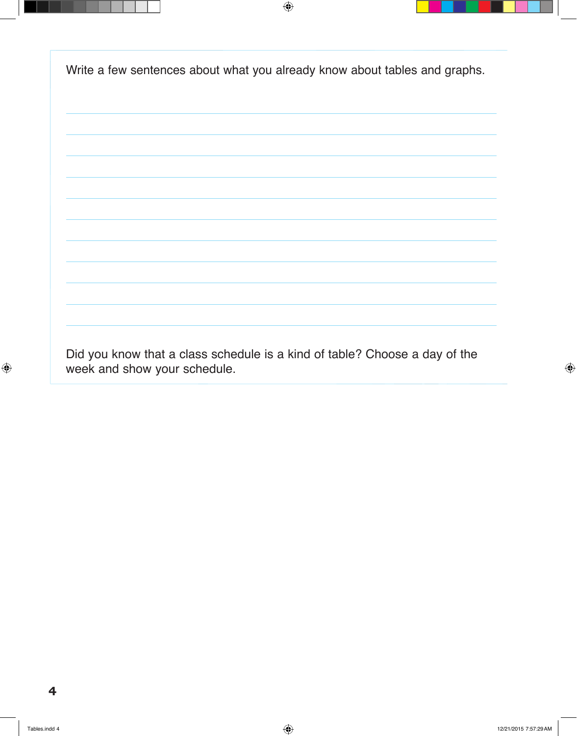Write a few sentences about what you already know about tables and graphs.

Did you know that a class schedule is a kind of table? Choose a day of the week and show your schedule.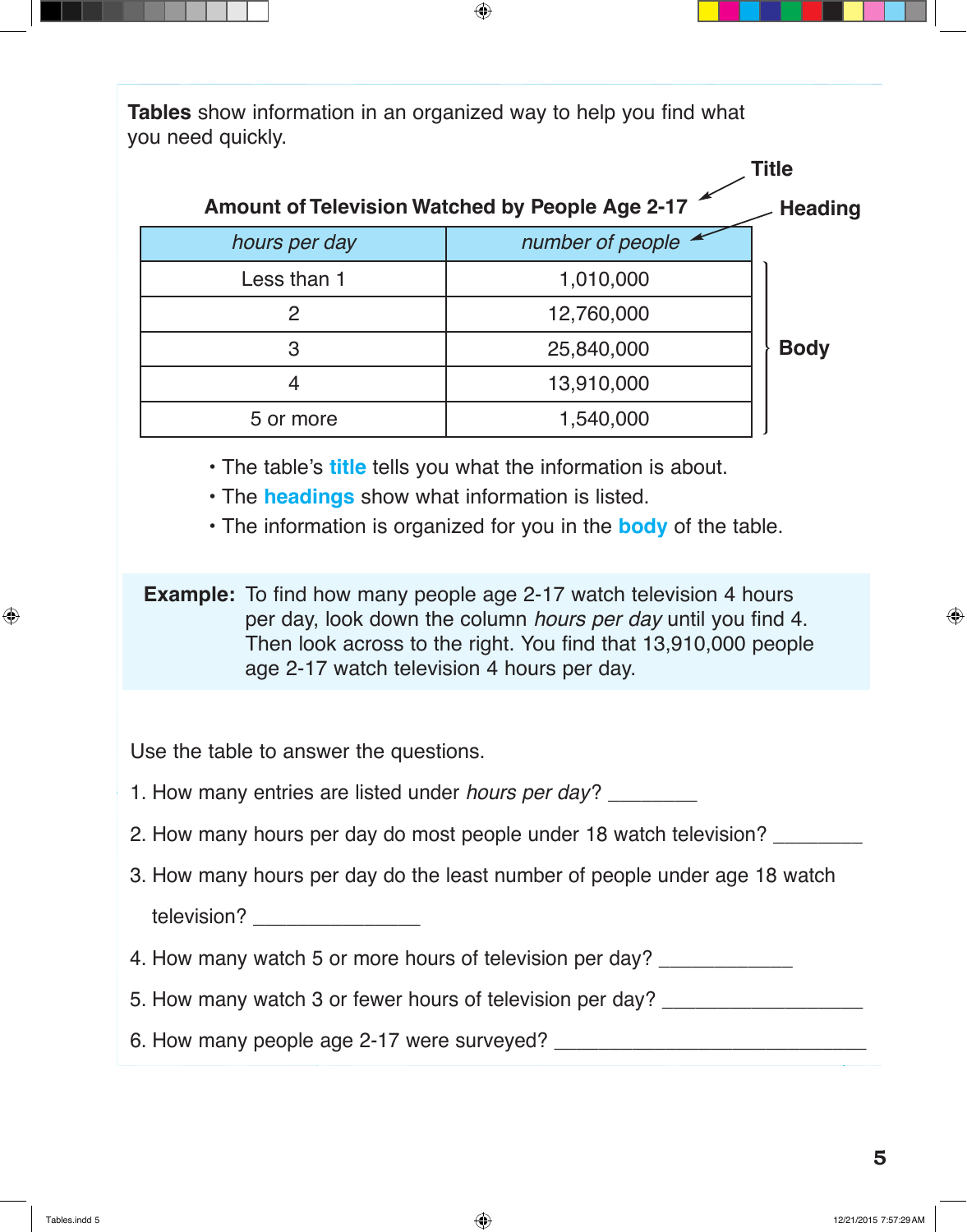**Tables** show information in an organized way to help you find what you need quickly.

Title

Heading

**Amount of Television Watched by People Age 2-17**

| *hours per day* | *number of people* |
|---|---|
| Less than 1 | 1,010,000 |
| 2 | 12,760,000 |
| 3 | 25,840,000 |
| 4 | 13,910,000 |
| 5 or more | 1,540,000 |

Body

- The table's **title** tells you what the information is about.
- The **headings** show what information is listed.
- The information is organized for you in the **body** of the table.

**Example:** To find how many people age 2-17 watch television 4 hours per day, look down the column *hours per day* until you find 4. Then look across to the right. You find that 13,910,000 people age 2-17 watch television 4 hours per day.

Use the table to answer the questions.

1. How many entries are listed under *hours per day*? ________
2. How many hours per day do most people under 18 watch television? ________
3. How many hours per day do the least number of people under age 18 watch television? _______________
4. How many watch 5 or more hours of television per day? ____________
5. How many watch 3 or fewer hours of television per day? __________________
6. How many people age 2-17 were surveyed? _____________________________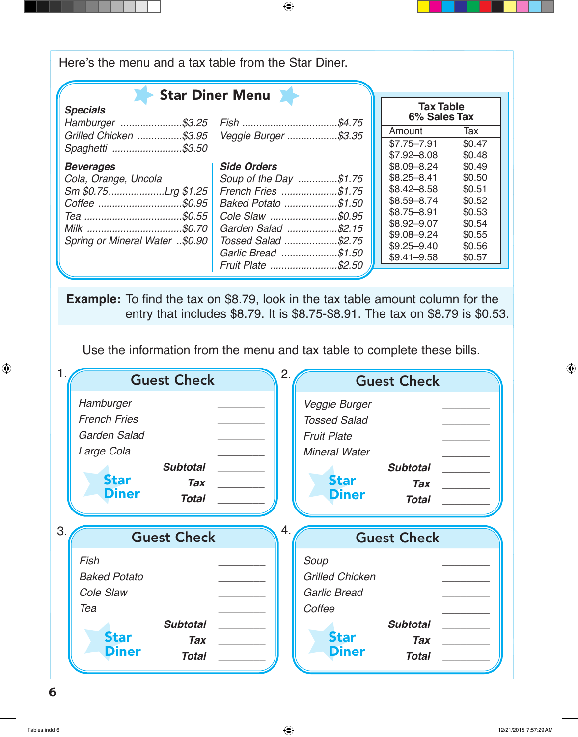Here's the menu and a tax table from the Star Diner.

## Star Diner Menu

**_Specials_**

| Item | Price |
|---|---|
| *Hamburger* | $3.25 |
| *Grilled Chicken* | $3.95 |
| *Spaghetti* | $3.50 |
| *Fish* | $4.75 |
| *Veggie Burger* | $3.35 |

**_Beverages_**

*Cola, Orange, Uncola*

| Item | Price |
|---|---|
| *Sm* | $0.75 |
| *Lrg* | $1.25 |
| *Coffee* | $0.95 |
| *Tea* | $0.55 |
| *Milk* | $0.70 |
| *Spring or Mineral Water* | $0.90 |

**_Side Orders_**

| Item | Price |
|---|---|
| *Soup of the Day* | $1.75 |
| *French Fries* | $1.75 |
| *Baked Potato* | $1.50 |
| *Cole Slaw* | $0.95 |
| *Garden Salad* | $2.15 |
| *Tossed Salad* | $2.75 |
| *Garlic Bread* | $1.50 |
| *Fruit Plate* | $2.50 |

**Tax Table**
**6% Sales Tax**

| Amount | Tax |
|---|---|
| $7.75–7.91 | $0.47 |
| $7.92–8.08 | $0.48 |
| $8.09–8.24 | $0.49 |
| $8.25–8.41 | $0.50 |
| $8.42–8.58 | $0.51 |
| $8.59–8.74 | $0.52 |
| $8.75–8.91 | $0.53 |
| $8.92–9.07 | $0.54 |
| $9.08–9.24 | $0.55 |
| $9.25–9.40 | $0.56 |
| $9.41–9.58 | $0.57 |

**Example:** To find the tax on $8.79, look in the tax table amount column for the entry that includes $8.79. It is $8.75-$8.91. The tax on $8.79 is $0.53.

Use the information from the menu and tax table to complete these bills.

1. **Guest Check**

| | |
|---|---|
| *Hamburger* | ________ |
| *French Fries* | ________ |
| *Garden Salad* | ________ |
| *Large Cola* | ________ |
| ***Subtotal*** | ________ |
| ***Tax*** | ________ |
| ***Total*** | ________ |

Star Diner

2. **Guest Check**

| | |
|---|---|
| *Veggie Burger* | ________ |
| *Tossed Salad* | ________ |
| *Fruit Plate* | ________ |
| *Mineral Water* | ________ |
| ***Subtotal*** | ________ |
| ***Tax*** | ________ |
| ***Total*** | ________ |

Star Diner

3. **Guest Check**

| | |
|---|---|
| *Fish* | ________ |
| *Baked Potato* | ________ |
| *Cole Slaw* | ________ |
| *Tea* | ________ |
| ***Subtotal*** | ________ |
| ***Tax*** | ________ |
| ***Total*** | ________ |

Star Diner

4. **Guest Check**

| | |
|---|---|
| *Soup* | ________ |
| *Grilled Chicken* | ________ |
| *Garlic Bread* | ________ |
| *Coffee* | ________ |
| ***Subtotal*** | ________ |
| ***Tax*** | ________ |
| ***Total*** | ________ |

Star Diner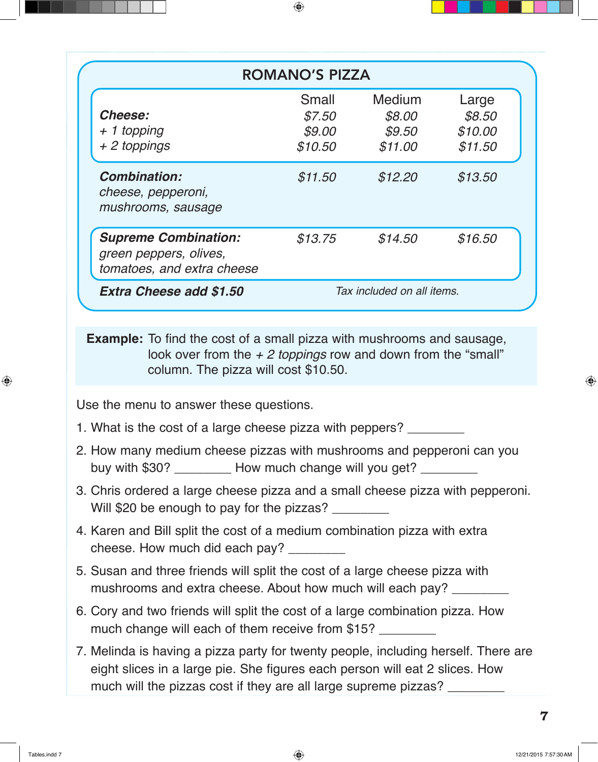## ROMANO'S PIZZA

| | Small | Medium | Large |
|---|---|---|---|
| ***Cheese:*** | *$7.50* | *$8.00* | *$8.50* |
| *+ 1 topping* | *$9.00* | *$9.50* | *$10.00* |
| *+ 2 toppings* | *$10.50* | *$11.00* | *$11.50* |
| ***Combination:*** *cheese, pepperoni, mushrooms, sausage* | *$11.50* | *$12.20* | *$13.50* |
| ***Supreme Combination:*** *green peppers, olives, tomatoes, and extra cheese* | *$13.75* | *$14.50* | *$16.50* |

***Extra Cheese add $1.50***

*Tax included on all items.*

**Example:** To find the cost of a small pizza with mushrooms and sausage, look over from the *+ 2 toppings* row and down from the "small" column. The pizza will cost $10.50.

Use the menu to answer these questions.

1. What is the cost of a large cheese pizza with peppers? ________
2. How many medium cheese pizzas with mushrooms and pepperoni can you buy with $30? ________ How much change will you get? ________
3. Chris ordered a large cheese pizza and a small cheese pizza with pepperoni. Will $20 be enough to pay for the pizzas? ________
4. Karen and Bill split the cost of a medium combination pizza with extra cheese. How much did each pay? ________
5. Susan and three friends will split the cost of a large cheese pizza with mushrooms and extra cheese. About how much will each pay? ________
6. Cory and two friends will split the cost of a large combination pizza. How much change will each of them receive from $15? ________
7. Melinda is having a pizza party for twenty people, including herself. There are eight slices in a large pie. She figures each person will eat 2 slices. How much will the pizzas cost if they are all large supreme pizzas? ________